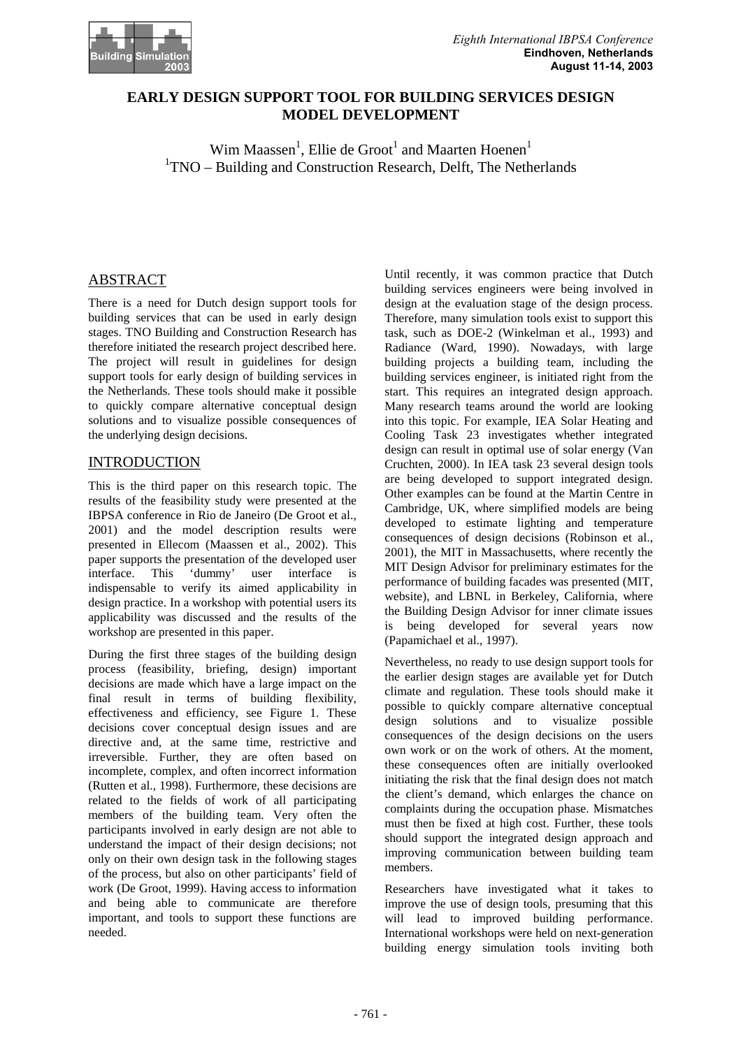# EARLY DESIGN SUPPORT TOOL FOR BUILDING SERVICES DESIGN MODEL DEVELOPMENT

Wim Maassen[1], Ellie de Groot[1] and Maarten Hoenen[1]
[1]TNO – Building and Construction Research, Delft, The Netherlands

## ABSTRACT

There is a need for Dutch design support tools for building services that can be used in early design stages. TNO Building and Construction Research has therefore initiated the research project described here. The project will result in guidelines for design support tools for early design of building services in the Netherlands. These tools should make it possible to quickly compare alternative conceptual design solutions and to visualize possible consequences of the underlying design decisions.

## INTRODUCTION

This is the third paper on this research topic. The results of the feasibility study were presented at the IBPSA conference in Rio de Janeiro (De Groot et al., 2001) and the model description results were presented in Ellecom (Maassen et al., 2002). This paper supports the presentation of the developed user interface. This 'dummy' user interface is indispensable to verify its aimed applicability in design practice. In a workshop with potential users its applicability was discussed and the results of the workshop are presented in this paper.

During the first three stages of the building design process (feasibility, briefing, design) important decisions are made which have a large impact on the final result in terms of building flexibility, effectiveness and efficiency, see Figure 1. These decisions cover conceptual design issues and are directive and, at the same time, restrictive and irreversible. Further, they are often based on incomplete, complex, and often incorrect information (Rutten et al., 1998). Furthermore, these decisions are related to the fields of work of all participating members of the building team. Very often the participants involved in early design are not able to understand the impact of their design decisions; not only on their own design task in the following stages of the process, but also on other participants' field of work (De Groot, 1999). Having access to information and being able to communicate are therefore important, and tools to support these functions are needed.

Until recently, it was common practice that Dutch building services engineers were being involved in design at the evaluation stage of the design process. Therefore, many simulation tools exist to support this task, such as DOE-2 (Winkelman et al., 1993) and Radiance (Ward, 1990). Nowadays, with large building projects a building team, including the building services engineer, is initiated right from the start. This requires an integrated design approach. Many research teams around the world are looking into this topic. For example, IEA Solar Heating and Cooling Task 23 investigates whether integrated design can result in optimal use of solar energy (Van Cruchten, 2000). In IEA task 23 several design tools are being developed to support integrated design. Other examples can be found at the Martin Centre in Cambridge, UK, where simplified models are being developed to estimate lighting and temperature consequences of design decisions (Robinson et al., 2001), the MIT in Massachusetts, where recently the MIT Design Advisor for preliminary estimates for the performance of building facades was presented (MIT, website), and LBNL in Berkeley, California, where the Building Design Advisor for inner climate issues is being developed for several years now (Papamichael et al., 1997).

Nevertheless, no ready to use design support tools for the earlier design stages are available yet for Dutch climate and regulation. These tools should make it possible to quickly compare alternative conceptual design solutions and to visualize possible consequences of the design decisions on the users own work or on the work of others. At the moment, these consequences often are initially overlooked initiating the risk that the final design does not match the client's demand, which enlarges the chance on complaints during the occupation phase. Mismatches must then be fixed at high cost. Further, these tools should support the integrated design approach and improving communication between building team members.

Researchers have investigated what it takes to improve the use of design tools, presuming that this will lead to improved building performance. International workshops were held on next-generation building energy simulation tools inviting both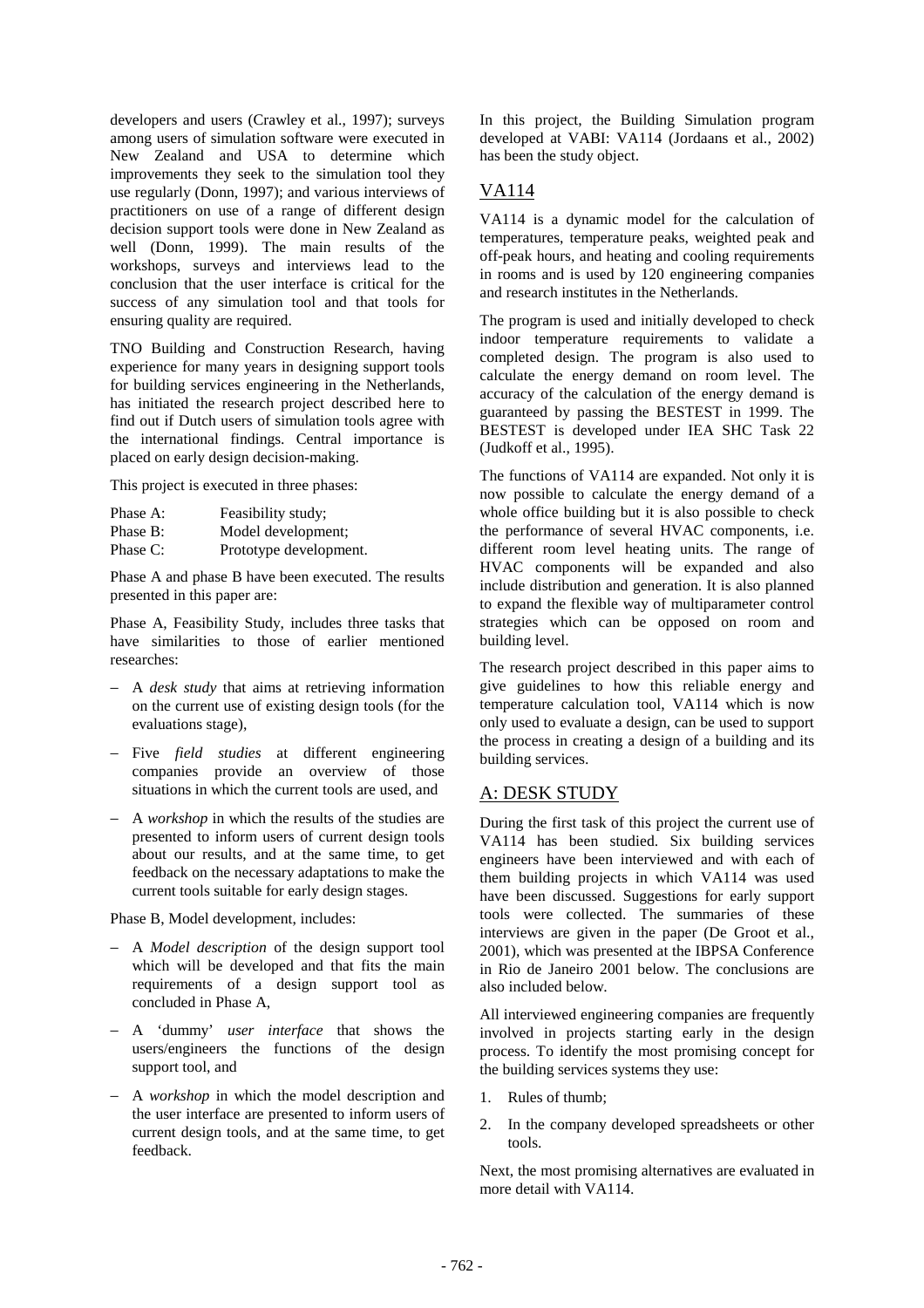developers and users (Crawley et al., 1997); surveys among users of simulation software were executed in New Zealand and USA to determine which improvements they seek to the simulation tool they use regularly (Donn, 1997); and various interviews of practitioners on use of a range of different design decision support tools were done in New Zealand as well (Donn, 1999). The main results of the workshops, surveys and interviews lead to the conclusion that the user interface is critical for the success of any simulation tool and that tools for ensuring quality are required.

TNO Building and Construction Research, having experience for many years in designing support tools for building services engineering in the Netherlands, has initiated the research project described here to find out if Dutch users of simulation tools agree with the international findings. Central importance is placed on early design decision-making.

This project is executed in three phases:

| | |
|---|---|
| Phase A: | Feasibility study; |
| Phase B: | Model development; |
| Phase C: | Prototype development. |

Phase A and phase B have been executed. The results presented in this paper are:

Phase A, Feasibility Study, includes three tasks that have similarities to those of earlier mentioned researches:

- A *desk study* that aims at retrieving information on the current use of existing design tools (for the evaluations stage),
- Five *field studies* at different engineering companies provide an overview of those situations in which the current tools are used, and
- A *workshop* in which the results of the studies are presented to inform users of current design tools about our results, and at the same time, to get feedback on the necessary adaptations to make the current tools suitable for early design stages.

Phase B, Model development, includes:

- A *Model description* of the design support tool which will be developed and that fits the main requirements of a design support tool as concluded in Phase A,
- A 'dummy' *user interface* that shows the users/engineers the functions of the design support tool, and
- A *workshop* in which the model description and the user interface are presented to inform users of current design tools, and at the same time, to get feedback.

In this project, the Building Simulation program developed at VABI: VA114 (Jordaans et al., 2002) has been the study object.

## VA114

VA114 is a dynamic model for the calculation of temperatures, temperature peaks, weighted peak and off-peak hours, and heating and cooling requirements in rooms and is used by 120 engineering companies and research institutes in the Netherlands.

The program is used and initially developed to check indoor temperature requirements to validate a completed design. The program is also used to calculate the energy demand on room level. The accuracy of the calculation of the energy demand is guaranteed by passing the BESTEST in 1999. The BESTEST is developed under IEA SHC Task 22 (Judkoff et al., 1995).

The functions of VA114 are expanded. Not only it is now possible to calculate the energy demand of a whole office building but it is also possible to check the performance of several HVAC components, i.e. different room level heating units. The range of HVAC components will be expanded and also include distribution and generation. It is also planned to expand the flexible way of multiparameter control strategies which can be opposed on room and building level.

The research project described in this paper aims to give guidelines to how this reliable energy and temperature calculation tool, VA114 which is now only used to evaluate a design, can be used to support the process in creating a design of a building and its building services.

## A: DESK STUDY

During the first task of this project the current use of VA114 has been studied. Six building services engineers have been interviewed and with each of them building projects in which VA114 was used have been discussed. Suggestions for early support tools were collected. The summaries of these interviews are given in the paper (De Groot et al., 2001), which was presented at the IBPSA Conference in Rio de Janeiro 2001 below. The conclusions are also included below.

All interviewed engineering companies are frequently involved in projects starting early in the design process. To identify the most promising concept for the building services systems they use:

1. Rules of thumb;
2. In the company developed spreadsheets or other tools.

Next, the most promising alternatives are evaluated in more detail with VA114.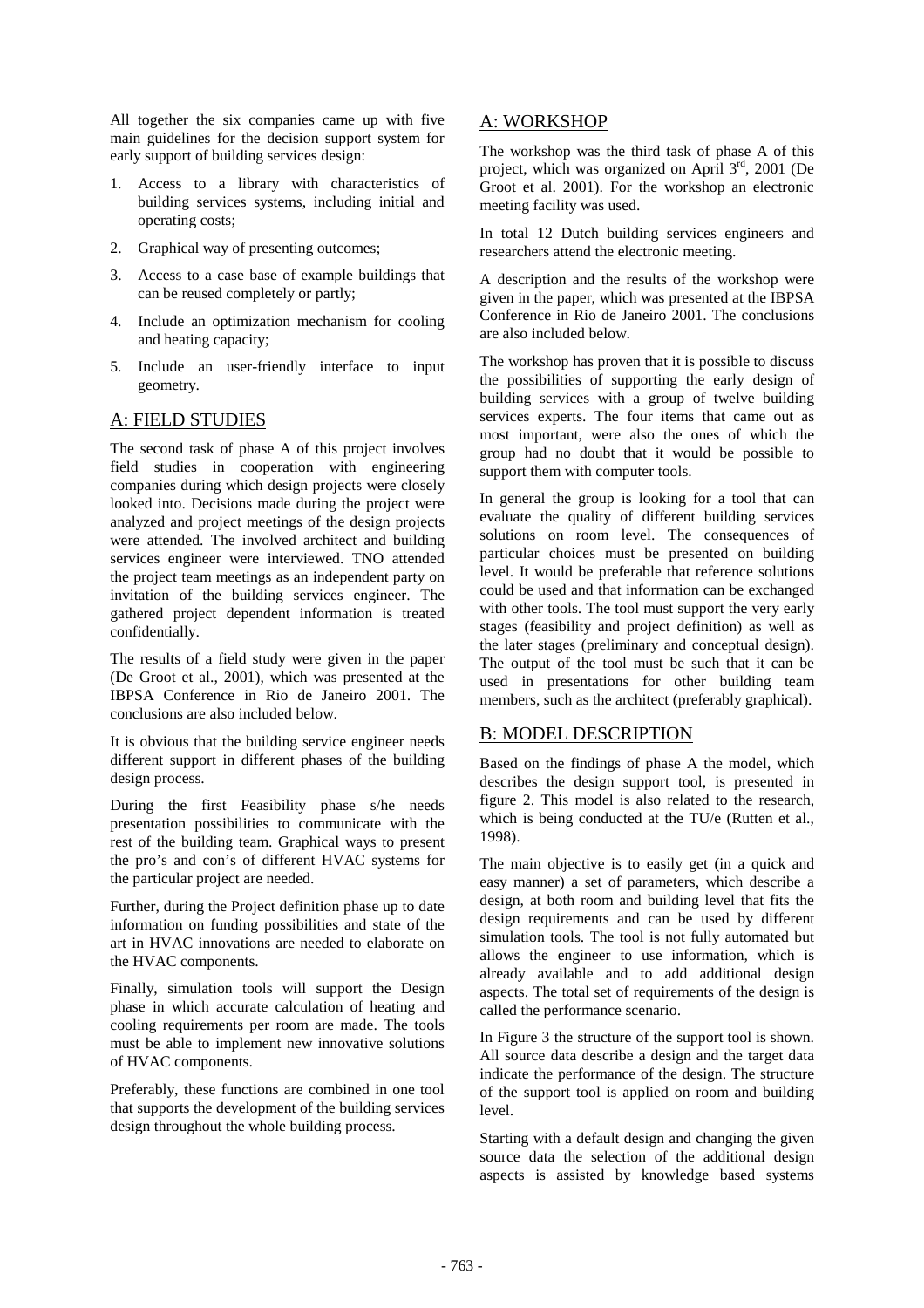All together the six companies came up with five main guidelines for the decision support system for early support of building services design:

1. Access to a library with characteristics of building services systems, including initial and operating costs;
2. Graphical way of presenting outcomes;
3. Access to a case base of example buildings that can be reused completely or partly;
4. Include an optimization mechanism for cooling and heating capacity;
5. Include an user-friendly interface to input geometry.

## A: FIELD STUDIES

The second task of phase A of this project involves field studies in cooperation with engineering companies during which design projects were closely looked into. Decisions made during the project were analyzed and project meetings of the design projects were attended. The involved architect and building services engineer were interviewed. TNO attended the project team meetings as an independent party on invitation of the building services engineer. The gathered project dependent information is treated confidentially.

The results of a field study were given in the paper (De Groot et al., 2001), which was presented at the IBPSA Conference in Rio de Janeiro 2001. The conclusions are also included below.

It is obvious that the building service engineer needs different support in different phases of the building design process.

During the first Feasibility phase s/he needs presentation possibilities to communicate with the rest of the building team. Graphical ways to present the pro's and con's of different HVAC systems for the particular project are needed.

Further, during the Project definition phase up to date information on funding possibilities and state of the art in HVAC innovations are needed to elaborate on the HVAC components.

Finally, simulation tools will support the Design phase in which accurate calculation of heating and cooling requirements per room are made. The tools must be able to implement new innovative solutions of HVAC components.

Preferably, these functions are combined in one tool that supports the development of the building services design throughout the whole building process.

## A: WORKSHOP

The workshop was the third task of phase A of this project, which was organized on April 3rd, 2001 (De Groot et al. 2001). For the workshop an electronic meeting facility was used.

In total 12 Dutch building services engineers and researchers attend the electronic meeting.

A description and the results of the workshop were given in the paper, which was presented at the IBPSA Conference in Rio de Janeiro 2001. The conclusions are also included below.

The workshop has proven that it is possible to discuss the possibilities of supporting the early design of building services with a group of twelve building services experts. The four items that came out as most important, were also the ones of which the group had no doubt that it would be possible to support them with computer tools.

In general the group is looking for a tool that can evaluate the quality of different building services solutions on room level. The consequences of particular choices must be presented on building level. It would be preferable that reference solutions could be used and that information can be exchanged with other tools. The tool must support the very early stages (feasibility and project definition) as well as the later stages (preliminary and conceptual design). The output of the tool must be such that it can be used in presentations for other building team members, such as the architect (preferably graphical).

## B: MODEL DESCRIPTION

Based on the findings of phase A the model, which describes the design support tool, is presented in figure 2. This model is also related to the research, which is being conducted at the TU/e (Rutten et al., 1998).

The main objective is to easily get (in a quick and easy manner) a set of parameters, which describe a design, at both room and building level that fits the design requirements and can be used by different simulation tools. The tool is not fully automated but allows the engineer to use information, which is already available and to add additional design aspects. The total set of requirements of the design is called the performance scenario.

In Figure 3 the structure of the support tool is shown. All source data describe a design and the target data indicate the performance of the design. The structure of the support tool is applied on room and building level.

Starting with a default design and changing the given source data the selection of the additional design aspects is assisted by knowledge based systems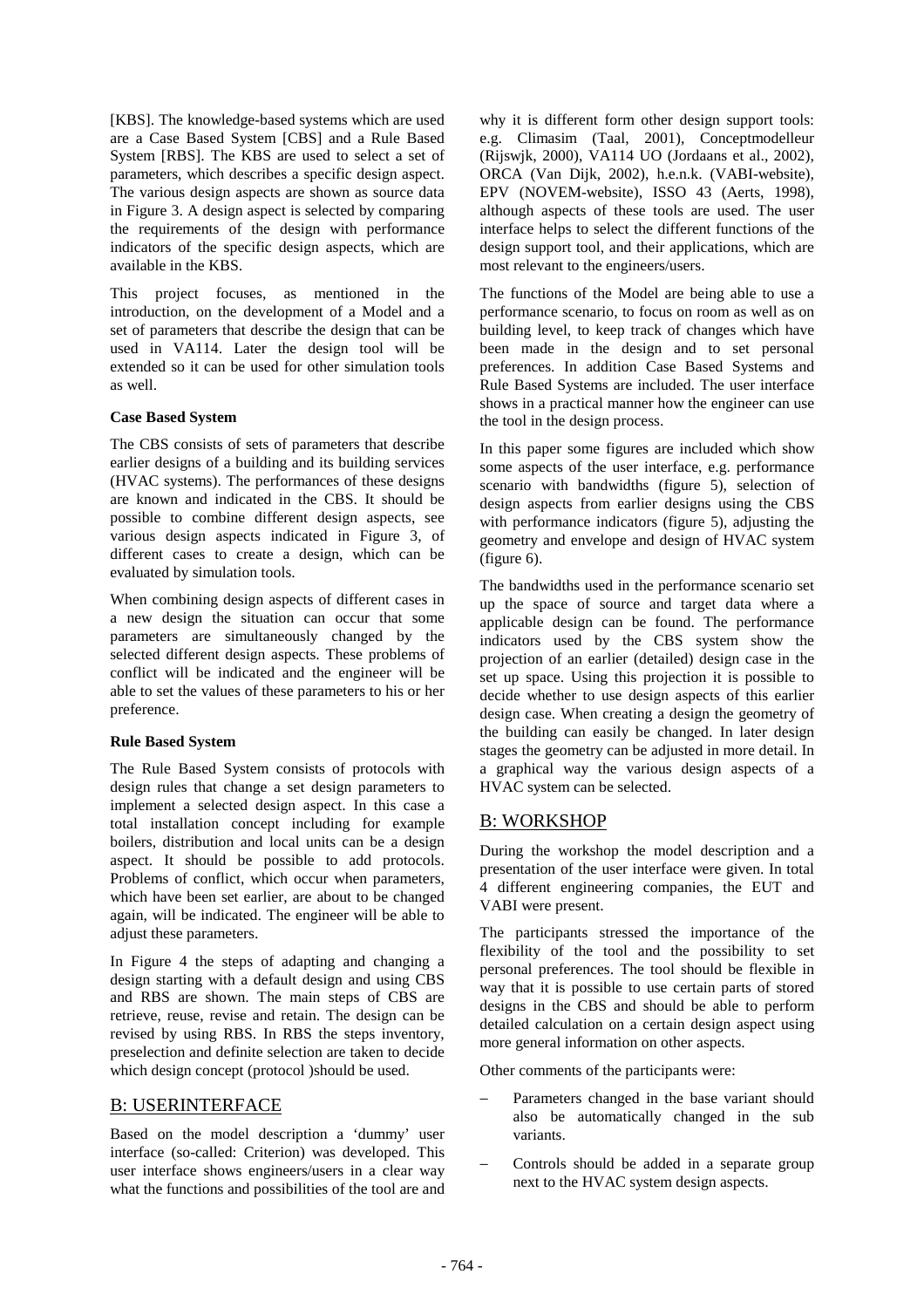[KBS]. The knowledge-based systems which are used are a Case Based System [CBS] and a Rule Based System [RBS]. The KBS are used to select a set of parameters, which describes a specific design aspect. The various design aspects are shown as source data in Figure 3. A design aspect is selected by comparing the requirements of the design with performance indicators of the specific design aspects, which are available in the KBS.

This project focuses, as mentioned in the introduction, on the development of a Model and a set of parameters that describe the design that can be used in VA114. Later the design tool will be extended so it can be used for other simulation tools as well.

**Case Based System**

The CBS consists of sets of parameters that describe earlier designs of a building and its building services (HVAC systems). The performances of these designs are known and indicated in the CBS. It should be possible to combine different design aspects, see various design aspects indicated in Figure 3, of different cases to create a design, which can be evaluated by simulation tools.

When combining design aspects of different cases in a new design the situation can occur that some parameters are simultaneously changed by the selected different design aspects. These problems of conflict will be indicated and the engineer will be able to set the values of these parameters to his or her preference.

**Rule Based System**

The Rule Based System consists of protocols with design rules that change a set design parameters to implement a selected design aspect. In this case a total installation concept including for example boilers, distribution and local units can be a design aspect. It should be possible to add protocols. Problems of conflict, which occur when parameters, which have been set earlier, are about to be changed again, will be indicated. The engineer will be able to adjust these parameters.

In Figure 4 the steps of adapting and changing a design starting with a default design and using CBS and RBS are shown. The main steps of CBS are retrieve, reuse, revise and retain. The design can be revised by using RBS. In RBS the steps inventory, preselection and definite selection are taken to decide which design concept (protocol )should be used.

## B: USERINTERFACE

Based on the model description a 'dummy' user interface (so-called: Criterion) was developed. This user interface shows engineers/users in a clear way what the functions and possibilities of the tool are and why it is different form other design support tools: e.g. Climasim (Taal, 2001), Conceptmodelleur (Rijswjk, 2000), VA114 UO (Jordaans et al., 2002), ORCA (Van Dijk, 2002), h.e.n.k. (VABI-website), EPV (NOVEM-website), ISSO 43 (Aerts, 1998), although aspects of these tools are used. The user interface helps to select the different functions of the design support tool, and their applications, which are most relevant to the engineers/users.

The functions of the Model are being able to use a performance scenario, to focus on room as well as on building level, to keep track of changes which have been made in the design and to set personal preferences. In addition Case Based Systems and Rule Based Systems are included. The user interface shows in a practical manner how the engineer can use the tool in the design process.

In this paper some figures are included which show some aspects of the user interface, e.g. performance scenario with bandwidths (figure 5), selection of design aspects from earlier designs using the CBS with performance indicators (figure 5), adjusting the geometry and envelope and design of HVAC system (figure 6).

The bandwidths used in the performance scenario set up the space of source and target data where a applicable design can be found. The performance indicators used by the CBS system show the projection of an earlier (detailed) design case in the set up space. Using this projection it is possible to decide whether to use design aspects of this earlier design case. When creating a design the geometry of the building can easily be changed. In later design stages the geometry can be adjusted in more detail. In a graphical way the various design aspects of a HVAC system can be selected.

## B: WORKSHOP

During the workshop the model description and a presentation of the user interface were given. In total 4 different engineering companies, the EUT and VABI were present.

The participants stressed the importance of the flexibility of the tool and the possibility to set personal preferences. The tool should be flexible in way that it is possible to use certain parts of stored designs in the CBS and should be able to perform detailed calculation on a certain design aspect using more general information on other aspects.

Other comments of the participants were:

- Parameters changed in the base variant should also be automatically changed in the sub variants.
- Controls should be added in a separate group next to the HVAC system design aspects.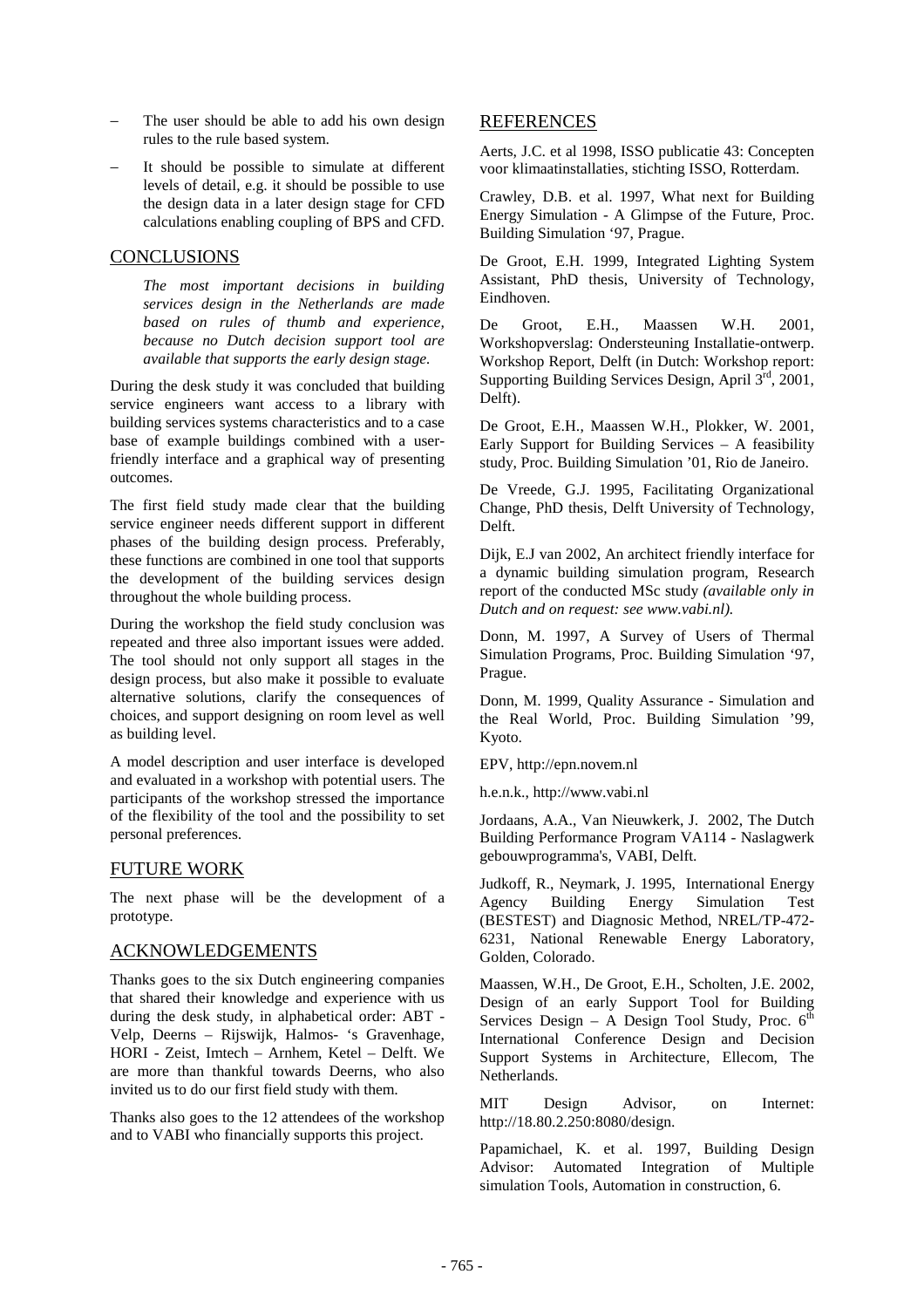- The user should be able to add his own design rules to the rule based system.
- It should be possible to simulate at different levels of detail, e.g. it should be possible to use the design data in a later design stage for CFD calculations enabling coupling of BPS and CFD.

## CONCLUSIONS

*The most important decisions in building services design in the Netherlands are made based on rules of thumb and experience, because no Dutch decision support tool are available that supports the early design stage.*

During the desk study it was concluded that building service engineers want access to a library with building services systems characteristics and to a case base of example buildings combined with a user-friendly interface and a graphical way of presenting outcomes.

The first field study made clear that the building service engineer needs different support in different phases of the building design process. Preferably, these functions are combined in one tool that supports the development of the building services design throughout the whole building process.

During the workshop the field study conclusion was repeated and three also important issues were added. The tool should not only support all stages in the design process, but also make it possible to evaluate alternative solutions, clarify the consequences of choices, and support designing on room level as well as building level.

A model description and user interface is developed and evaluated in a workshop with potential users. The participants of the workshop stressed the importance of the flexibility of the tool and the possibility to set personal preferences.

## FUTURE WORK

The next phase will be the development of a prototype.

## ACKNOWLEDGEMENTS

Thanks goes to the six Dutch engineering companies that shared their knowledge and experience with us during the desk study, in alphabetical order: ABT - Velp, Deerns – Rijswijk, Halmos- 's Gravenhage, HORI - Zeist, Imtech – Arnhem, Ketel – Delft. We are more than thankful towards Deerns, who also invited us to do our first field study with them.

Thanks also goes to the 12 attendees of the workshop and to VABI who financially supports this project.

## REFERENCES

Aerts, J.C. et al 1998, ISSO publicatie 43: Concepten voor klimaatinstallaties, stichting ISSO, Rotterdam.

Crawley, D.B. et al. 1997, What next for Building Energy Simulation - A Glimpse of the Future, Proc. Building Simulation '97, Prague.

De Groot, E.H. 1999, Integrated Lighting System Assistant, PhD thesis, University of Technology, Eindhoven.

De Groot, E.H., Maassen W.H. 2001, Workshopverslag: Ondersteuning Installatie-ontwerp. Workshop Report, Delft (in Dutch: Workshop report: Supporting Building Services Design, April 3rd, 2001, Delft).

De Groot, E.H., Maassen W.H., Plokker, W. 2001, Early Support for Building Services – A feasibility study, Proc. Building Simulation '01, Rio de Janeiro.

De Vreede, G.J. 1995, Facilitating Organizational Change, PhD thesis, Delft University of Technology, Delft.

Dijk, E.J van 2002, An architect friendly interface for a dynamic building simulation program, Research report of the conducted MSc study *(available only in Dutch and on request: see www.vabi.nl).*

Donn, M. 1997, A Survey of Users of Thermal Simulation Programs, Proc. Building Simulation '97, Prague.

Donn, M. 1999, Quality Assurance - Simulation and the Real World, Proc. Building Simulation '99, Kyoto.

EPV, http://epn.novem.nl

h.e.n.k., http://www.vabi.nl

Jordaans, A.A., Van Nieuwkerk, J. 2002, The Dutch Building Performance Program VA114 - Naslagwerk gebouwprogramma's, VABI, Delft.

Judkoff, R., Neymark, J. 1995, International Energy Agency Building Energy Simulation Test (BESTEST) and Diagnosic Method, NREL/TP-472-6231, National Renewable Energy Laboratory, Golden, Colorado.

Maassen, W.H., De Groot, E.H., Scholten, J.E. 2002, Design of an early Support Tool for Building Services Design – A Design Tool Study, Proc. 6th International Conference Design and Decision Support Systems in Architecture, Ellecom, The Netherlands.

MIT Design Advisor, on Internet: http://18.80.2.250:8080/design.

Papamichael, K. et al. 1997, Building Design Advisor: Automated Integration of Multiple simulation Tools, Automation in construction, 6.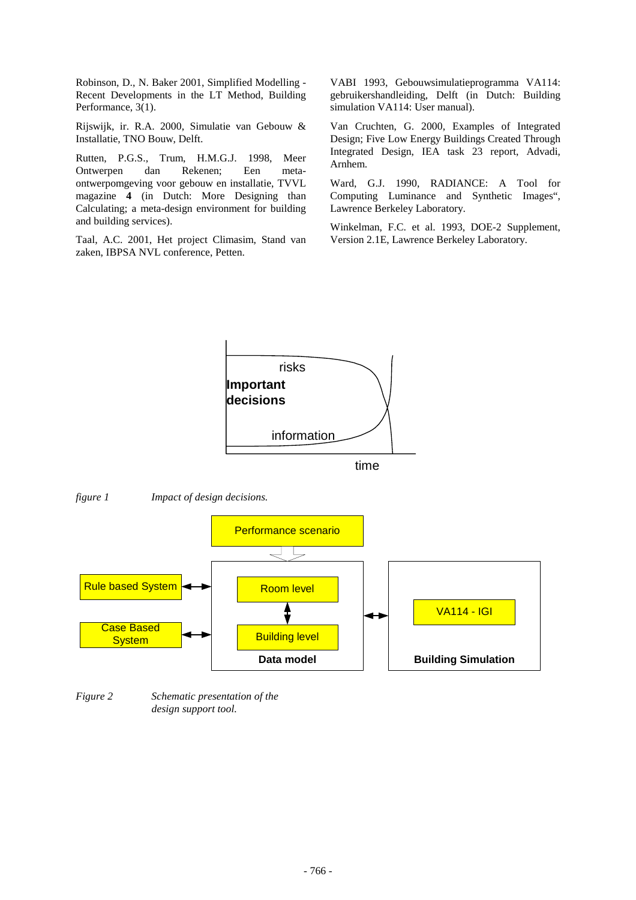Robinson, D., N. Baker 2001, Simplified Modelling - Recent Developments in the LT Method, Building Performance, 3(1).

Rijswijk, ir. R.A. 2000, Simulatie van Gebouw & Installatie, TNO Bouw, Delft.

Rutten, P.G.S., Trum, H.M.G.J. 1998, Meer Ontwerpen dan Rekenen; Een meta-ontwerpomgeving voor gebouw en installatie, TVVL magazine **4** (in Dutch: More Designing than Calculating; a meta-design environment for building and building services).

Taal, A.C. 2001, Het project Climasim, Stand van zaken, IBPSA NVL conference, Petten.

VABI 1993, Gebouwsimulatieprogramma VA114: gebruikershandleiding, Delft (in Dutch: Building simulation VA114: User manual).

Van Cruchten, G. 2000, Examples of Integrated Design; Five Low Energy Buildings Created Through Integrated Design, IEA task 23 report, Advadi, Arnhem.

Ward, G.J. 1990, RADIANCE: A Tool for Computing Luminance and Synthetic Images", Lawrence Berkeley Laboratory.

Winkelman, F.C. et al. 1993, DOE-2 Supplement, Version 2.1E, Lawrence Berkeley Laboratory.

*figure 1 Impact of design decisions.*

*Figure 2 Schematic presentation of the design support tool.*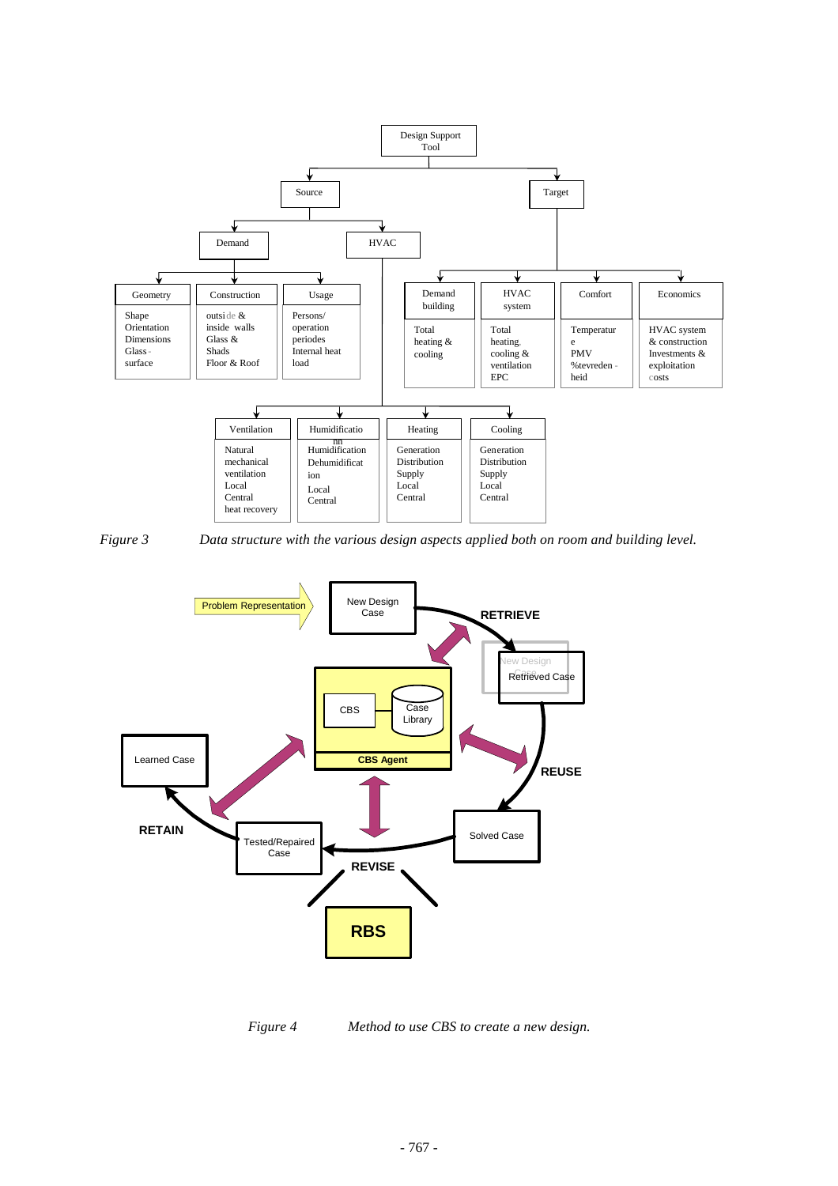Design Support Tool

- Source
  - Demand
    - Geometry: Shape, Orientation, Dimensions, Glass-surface
    - Construction: outside & inside walls, Glass & Shads, Floor & Roof
    - Usage: Persons/operation periodes, Internal heat load
  - HVAC
    - Ventilation: Natural mechanical ventilation, Local, Central, heat recovery
    - Humidification: Humidification, Dehumidification, Local, Central
    - Heating: Generation, Distribution, Supply, Local, Central
    - Cooling: Generation, Distribution, Supply, Local, Central
- Target
  - Demand building: Total heating & cooling
  - HVAC system: Total heating, cooling & ventilation EPC
  - Comfort: Temperature, PMV, %tevreden-heid
  - Economics: HVAC system & construction, Investments & exploitation costs

*Figure 3* *Data structure with the various design aspects applied both on room and building level.*

Problem Representation → New Design Case

RETRIEVE → New Design Case / Retrieved Case

REUSE → Solved Case

REVISE → Tested/Repaired Case (RBS)

RETAIN → Learned Case

CBS Agent: CBS, Case Library

*Figure 4* *Method to use CBS to create a new design.*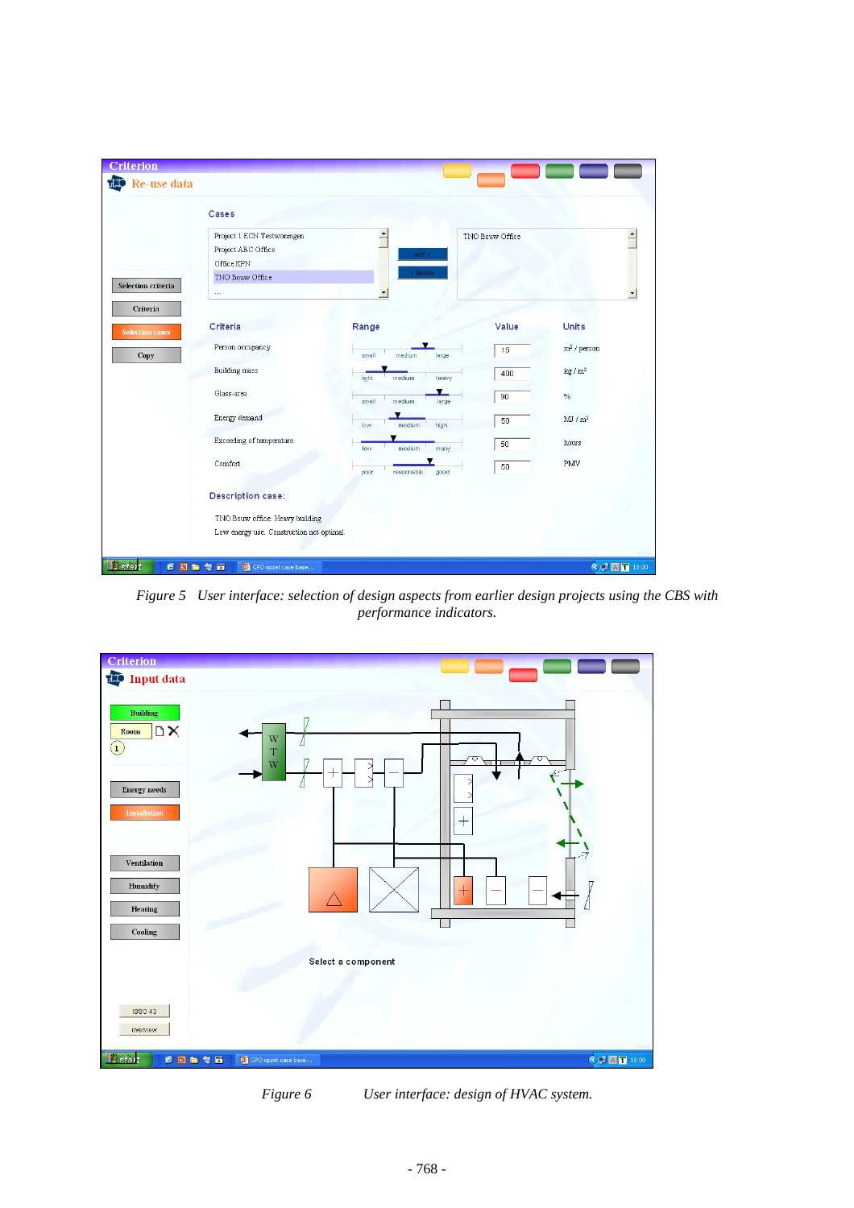*Figure 5 User interface: selection of design aspects from earlier design projects using the CBS with performance indicators.*

*Figure 6 User interface: design of HVAC system.*